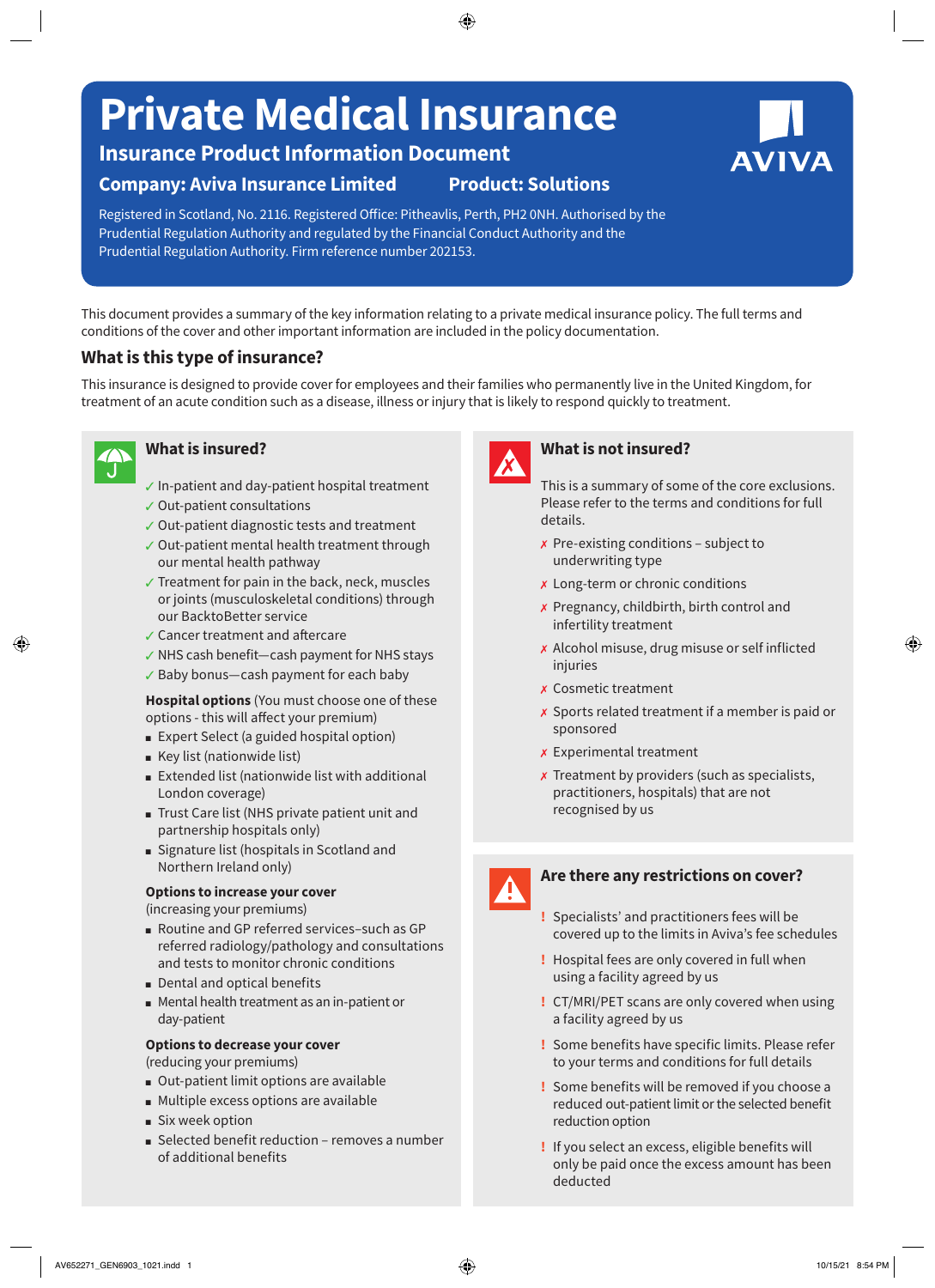# Private Medical Insurance

## Insurance Product Information Document

**Company: Aviva Insurance Limited** **Product: Solutions**

Registered in Scotland, No. 2116. Registered Office: Pitheavlis, Perth, PH2 0NH. Authorised by the Prudential Regulation Authority and regulated by the Financial Conduct Authority and the Prudential Regulation Authority. Firm reference number 202153.

This document provides a summary of the key information relating to a private medical insurance policy. The full terms and conditions of the cover and other important information are included in the policy documentation.

## What is this type of insurance?

This insurance is designed to provide cover for employees and their families who permanently live in the United Kingdom, for treatment of an acute condition such as a disease, illness or injury that is likely to respond quickly to treatment.

### What is insured?

- ✓ In-patient and day-patient hospital treatment
- ✓ Out-patient consultations
- ✓ Out-patient diagnostic tests and treatment
- ✓ Out-patient mental health treatment through our mental health pathway
- ✓ Treatment for pain in the back, neck, muscles or joints (musculoskeletal conditions) through our BacktoBetter service
- ✓ Cancer treatment and aftercare
- ✓ NHS cash benefit—cash payment for NHS stays
- ✓ Baby bonus—cash payment for each baby

**Hospital options** (You must choose one of these options - this will affect your premium)

- Expert Select (a guided hospital option)
- Key list (nationwide list)
- Extended list (nationwide list with additional London coverage)
- Trust Care list (NHS private patient unit and partnership hospitals only)
- Signature list (hospitals in Scotland and Northern Ireland only)

**Options to increase your cover**
(increasing your premiums)

- Routine and GP referred services–such as GP referred radiology/pathology and consultations and tests to monitor chronic conditions
- Dental and optical benefits
- Mental health treatment as an in-patient or day-patient

**Options to decrease your cover**
(reducing your premiums)

- Out-patient limit options are available
- Multiple excess options are available
- Six week option
- Selected benefit reduction – removes a number of additional benefits

### What is not insured?

This is a summary of some of the core exclusions. Please refer to the terms and conditions for full details.

- ✗ Pre-existing conditions – subject to underwriting type
- ✗ Long-term or chronic conditions
- ✗ Pregnancy, childbirth, birth control and infertility treatment
- ✗ Alcohol misuse, drug misuse or self inflicted injuries
- ✗ Cosmetic treatment
- ✗ Sports related treatment if a member is paid or sponsored
- ✗ Experimental treatment
- ✗ Treatment by providers (such as specialists, practitioners, hospitals) that are not recognised by us

### Are there any restrictions on cover?

- ! Specialists' and practitioners fees will be covered up to the limits in Aviva's fee schedules
- ! Hospital fees are only covered in full when using a facility agreed by us
- ! CT/MRI/PET scans are only covered when using a facility agreed by us
- ! Some benefits have specific limits. Please refer to your terms and conditions for full details
- ! Some benefits will be removed if you choose a reduced out-patient limit or the selected benefit reduction option
- ! If you select an excess, eligible benefits will only be paid once the excess amount has been deducted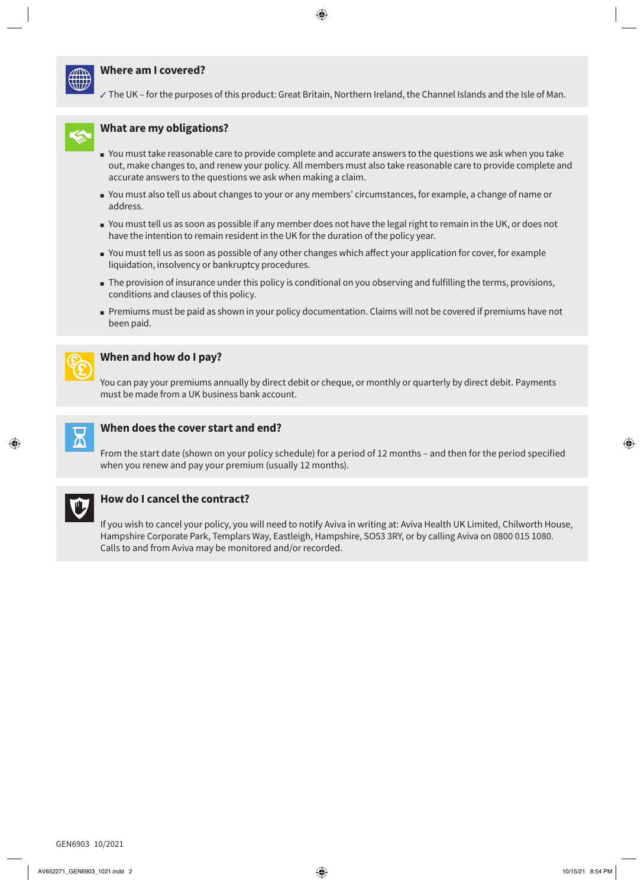## Where am I covered?

✓ The UK – for the purposes of this product: Great Britain, Northern Ireland, the Channel Islands and the Isle of Man.

## What are my obligations?

- You must take reasonable care to provide complete and accurate answers to the questions we ask when you take out, make changes to, and renew your policy. All members must also take reasonable care to provide complete and accurate answers to the questions we ask when making a claim.
- You must also tell us about changes to your or any members' circumstances, for example, a change of name or address.
- You must tell us as soon as possible if any member does not have the legal right to remain in the UK, or does not have the intention to remain resident in the UK for the duration of the policy year.
- You must tell us as soon as possible of any other changes which affect your application for cover, for example liquidation, insolvency or bankruptcy procedures.
- The provision of insurance under this policy is conditional on you observing and fulfilling the terms, provisions, conditions and clauses of this policy.
- Premiums must be paid as shown in your policy documentation. Claims will not be covered if premiums have not been paid.

## When and how do I pay?

You can pay your premiums annually by direct debit or cheque, or monthly or quarterly by direct debit. Payments must be made from a UK business bank account.

## When does the cover start and end?

From the start date (shown on your policy schedule) for a period of 12 months – and then for the period specified when you renew and pay your premium (usually 12 months).

## How do I cancel the contract?

If you wish to cancel your policy, you will need to notify Aviva in writing at: Aviva Health UK Limited, Chilworth House, Hampshire Corporate Park, Templars Way, Eastleigh, Hampshire, SO53 3RY, or by calling Aviva on 0800 015 1080. Calls to and from Aviva may be monitored and/or recorded.

GEN6903 10/2021